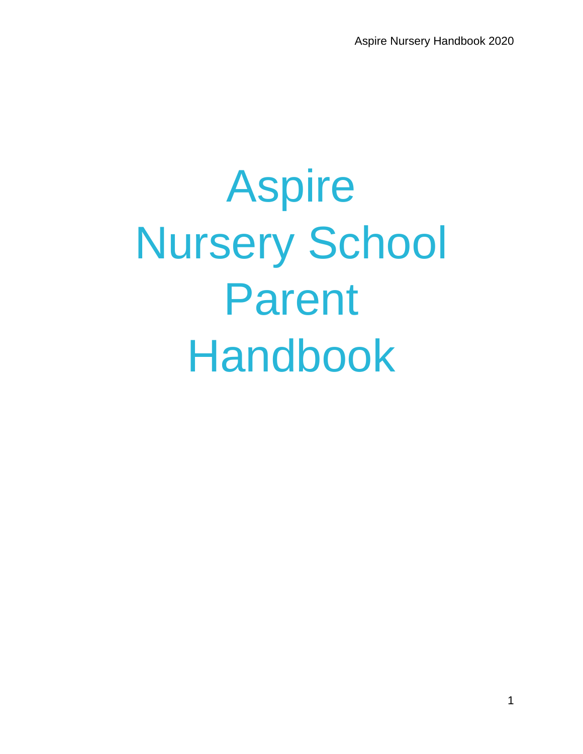# Aspire
# Nursery School
# Parent
# Handbook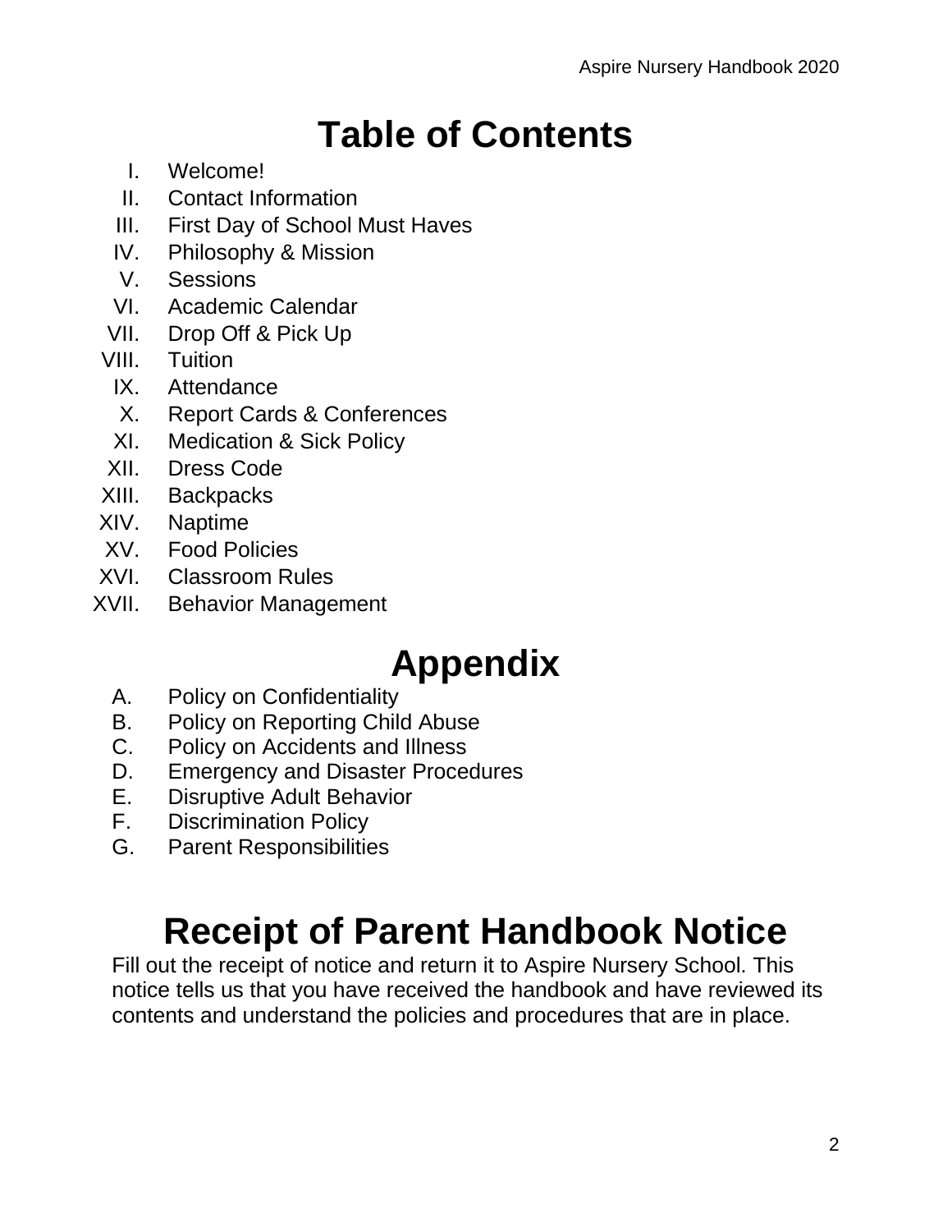# Table of Contents

I. Welcome!
II. Contact Information
III. First Day of School Must Haves
IV. Philosophy & Mission
V. Sessions
VI. Academic Calendar
VII. Drop Off & Pick Up
VIII. Tuition
IX. Attendance
X. Report Cards & Conferences
XI. Medication & Sick Policy
XII. Dress Code
XIII. Backpacks
XIV. Naptime
XV. Food Policies
XVI. Classroom Rules
XVII. Behavior Management

# Appendix

A. Policy on Confidentiality
B. Policy on Reporting Child Abuse
C. Policy on Accidents and Illness
D. Emergency and Disaster Procedures
E. Disruptive Adult Behavior
F. Discrimination Policy
G. Parent Responsibilities

# Receipt of Parent Handbook Notice

Fill out the receipt of notice and return it to Aspire Nursery School. This notice tells us that you have received the handbook and have reviewed its contents and understand the policies and procedures that are in place.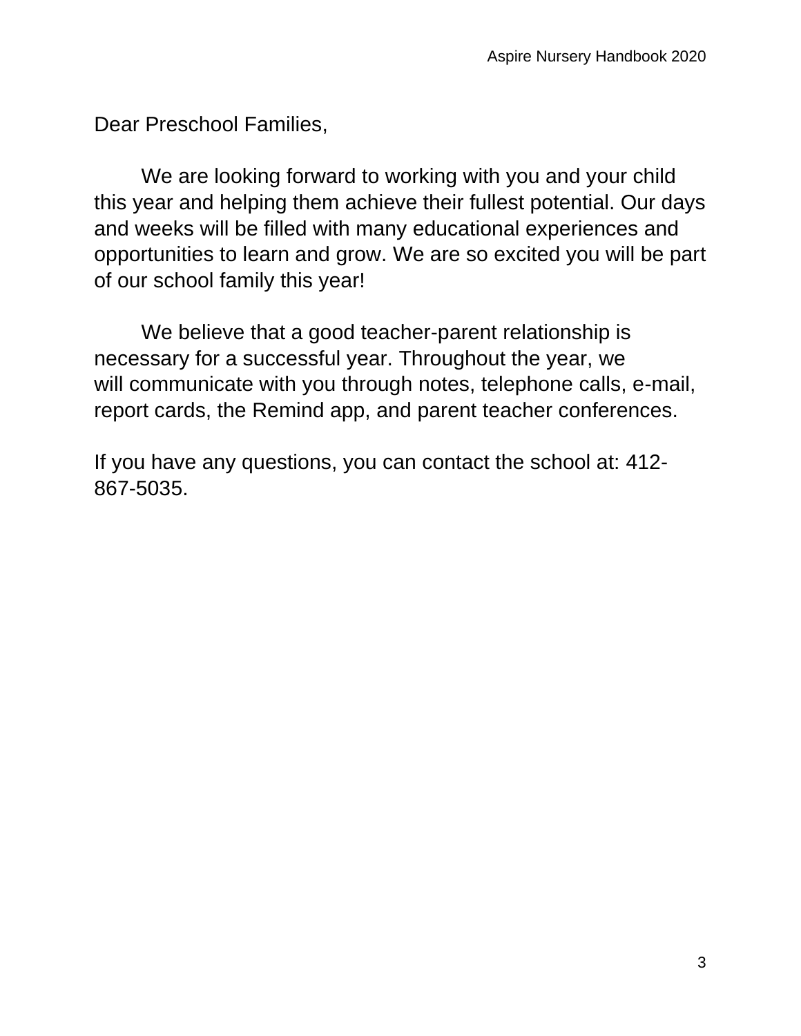Dear Preschool Families,

We are looking forward to working with you and your child this year and helping them achieve their fullest potential. Our days and weeks will be filled with many educational experiences and opportunities to learn and grow. We are so excited you will be part of our school family this year!

We believe that a good teacher-parent relationship is necessary for a successful year. Throughout the year, we will communicate with you through notes, telephone calls, e-mail, report cards, the Remind app, and parent teacher conferences.

If you have any questions, you can contact the school at: 412-867-5035.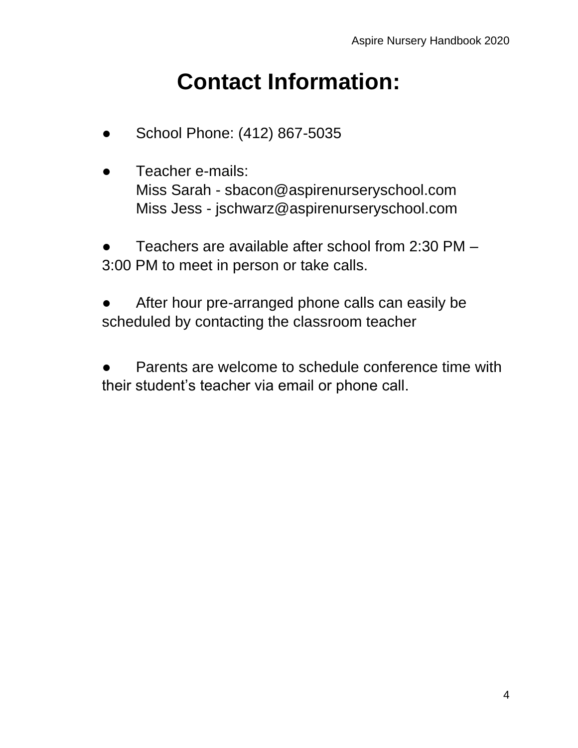# Contact Information:

- School Phone: (412) 867-5035

- Teacher e-mails:
  Miss Sarah - sbacon@aspirenurseryschool.com
  Miss Jess - jschwarz@aspirenurseryschool.com

- Teachers are available after school from 2:30 PM – 3:00 PM to meet in person or take calls.

- After hour pre-arranged phone calls can easily be scheduled by contacting the classroom teacher

- Parents are welcome to schedule conference time with their student's teacher via email or phone call.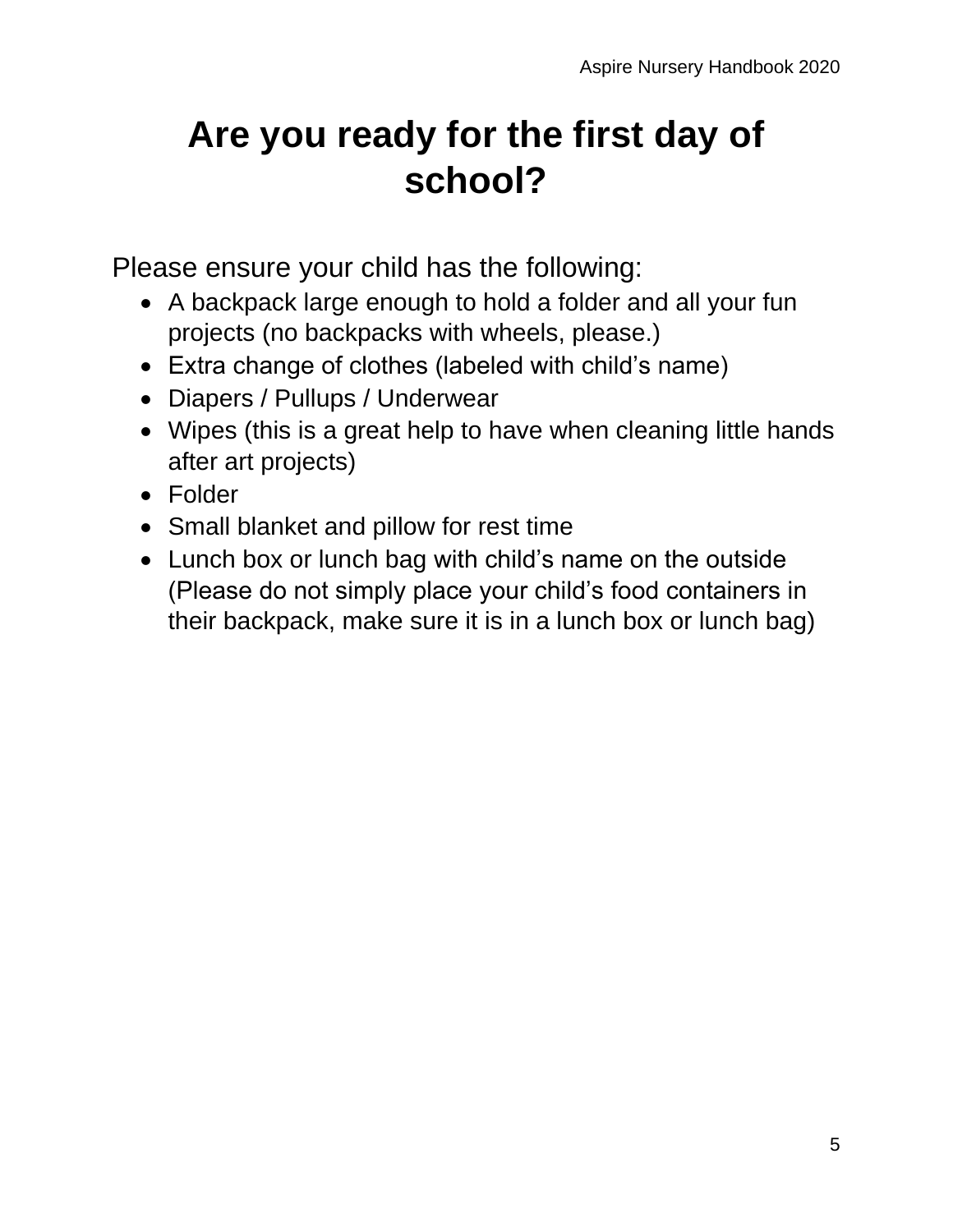# Are you ready for the first day of school?

Please ensure your child has the following:

- A backpack large enough to hold a folder and all your fun projects (no backpacks with wheels, please.)
- Extra change of clothes (labeled with child's name)
- Diapers / Pullups / Underwear
- Wipes (this is a great help to have when cleaning little hands after art projects)
- Folder
- Small blanket and pillow for rest time
- Lunch box or lunch bag with child's name on the outside (Please do not simply place your child's food containers in their backpack, make sure it is in a lunch box or lunch bag)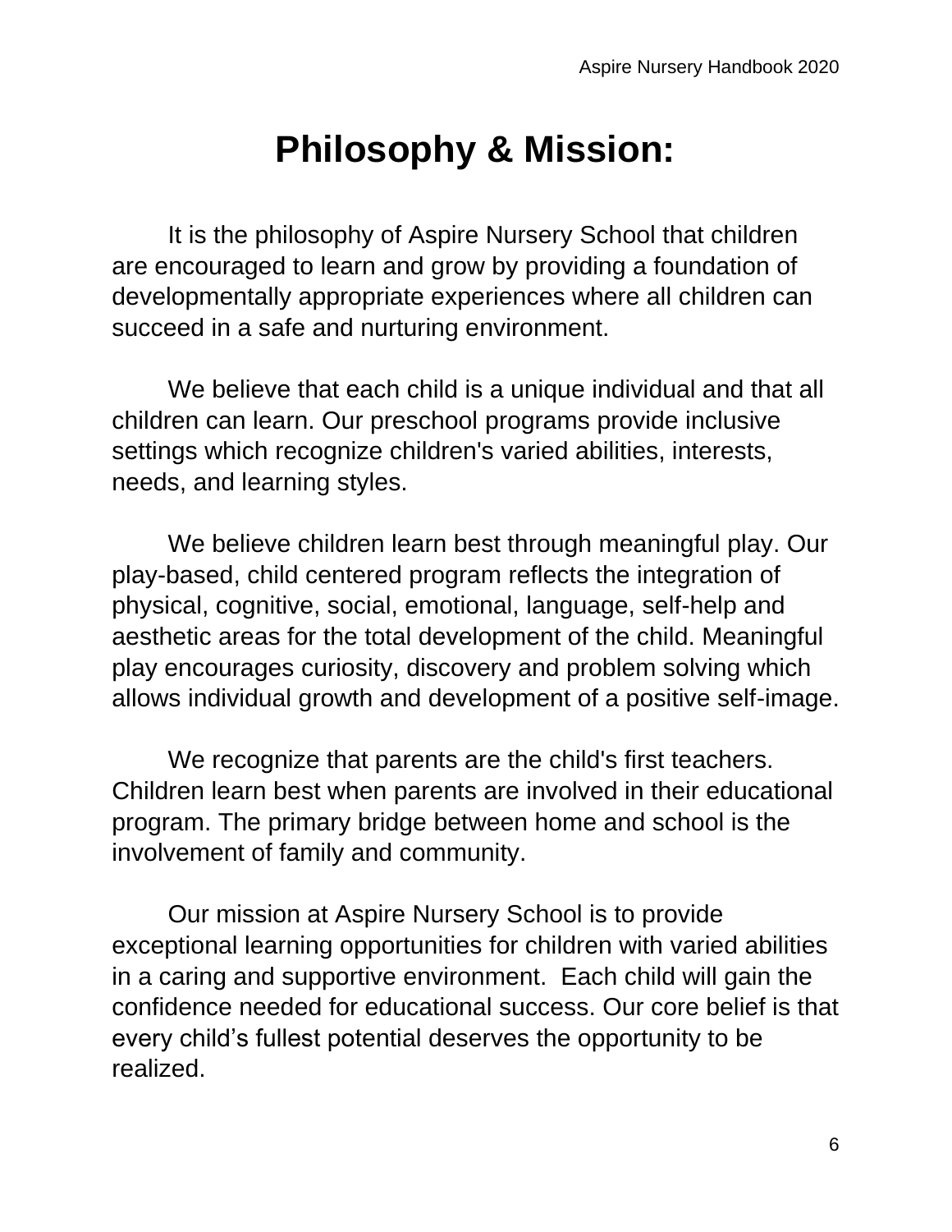# Philosophy & Mission:

It is the philosophy of Aspire Nursery School that children are encouraged to learn and grow by providing a foundation of developmentally appropriate experiences where all children can succeed in a safe and nurturing environment.

We believe that each child is a unique individual and that all children can learn. Our preschool programs provide inclusive settings which recognize children's varied abilities, interests, needs, and learning styles.

We believe children learn best through meaningful play. Our play-based, child centered program reflects the integration of physical, cognitive, social, emotional, language, self-help and aesthetic areas for the total development of the child. Meaningful play encourages curiosity, discovery and problem solving which allows individual growth and development of a positive self-image.

We recognize that parents are the child's first teachers. Children learn best when parents are involved in their educational program. The primary bridge between home and school is the involvement of family and community.

Our mission at Aspire Nursery School is to provide exceptional learning opportunities for children with varied abilities in a caring and supportive environment. Each child will gain the confidence needed for educational success. Our core belief is that every child's fullest potential deserves the opportunity to be realized.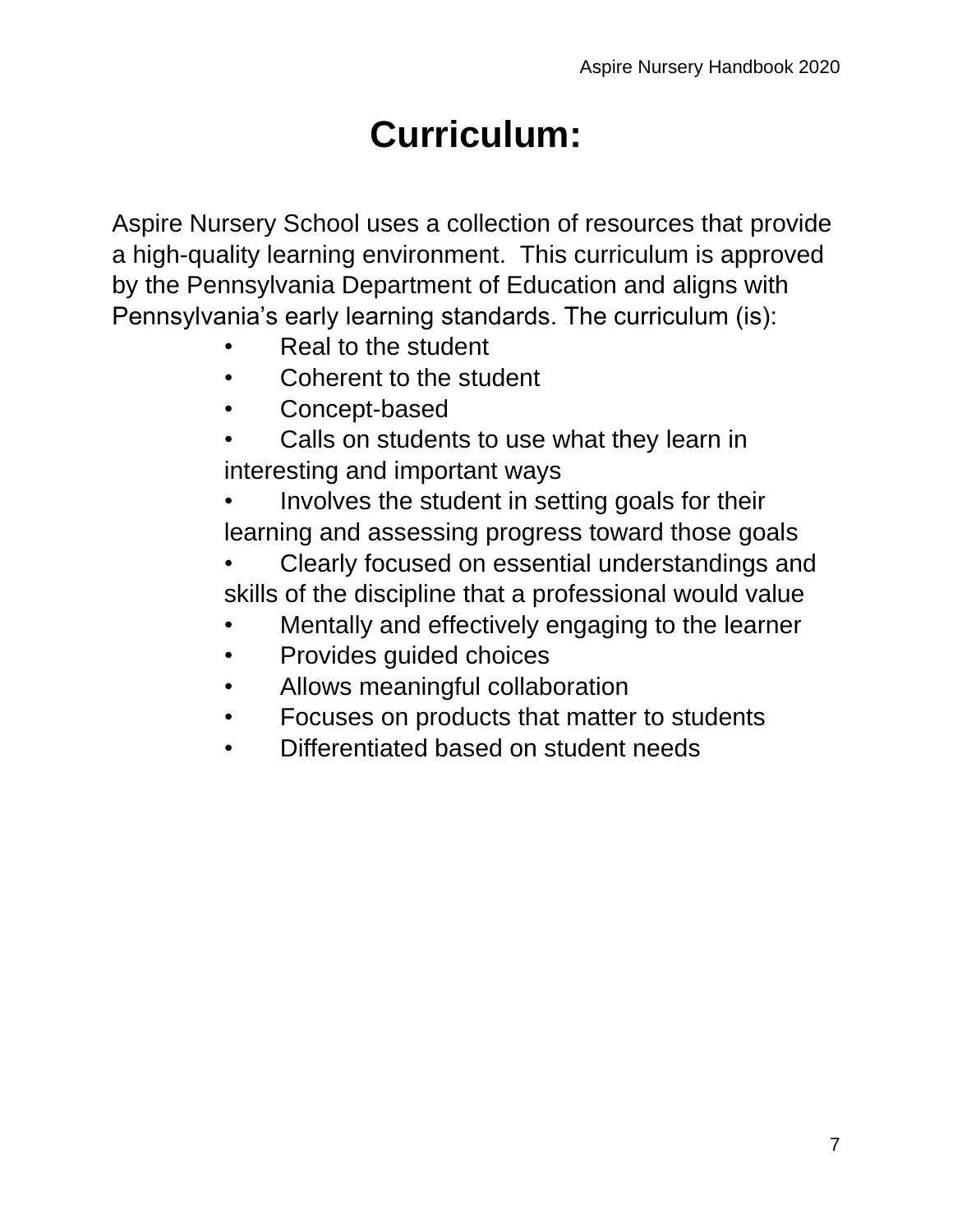# Curriculum:

Aspire Nursery School uses a collection of resources that provide a high-quality learning environment. This curriculum is approved by the Pennsylvania Department of Education and aligns with Pennsylvania's early learning standards. The curriculum (is):

- Real to the student
- Coherent to the student
- Concept-based
- Calls on students to use what they learn in interesting and important ways
- Involves the student in setting goals for their learning and assessing progress toward those goals
- Clearly focused on essential understandings and skills of the discipline that a professional would value
- Mentally and effectively engaging to the learner
- Provides guided choices
- Allows meaningful collaboration
- Focuses on products that matter to students
- Differentiated based on student needs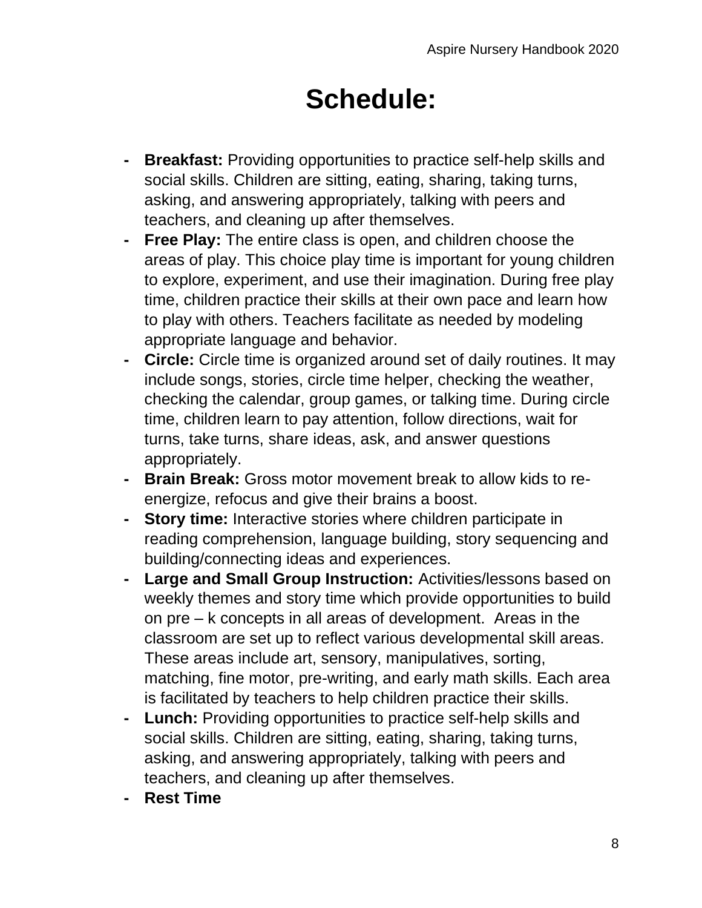# Schedule:

- **Breakfast:** Providing opportunities to practice self-help skills and social skills. Children are sitting, eating, sharing, taking turns, asking, and answering appropriately, talking with peers and teachers, and cleaning up after themselves.
- **Free Play:** The entire class is open, and children choose the areas of play. This choice play time is important for young children to explore, experiment, and use their imagination. During free play time, children practice their skills at their own pace and learn how to play with others. Teachers facilitate as needed by modeling appropriate language and behavior.
- **Circle:** Circle time is organized around set of daily routines. It may include songs, stories, circle time helper, checking the weather, checking the calendar, group games, or talking time. During circle time, children learn to pay attention, follow directions, wait for turns, take turns, share ideas, ask, and answer questions appropriately.
- **Brain Break:** Gross motor movement break to allow kids to re-energize, refocus and give their brains a boost.
- **Story time:** Interactive stories where children participate in reading comprehension, language building, story sequencing and building/connecting ideas and experiences.
- **Large and Small Group Instruction:** Activities/lessons based on weekly themes and story time which provide opportunities to build on pre – k concepts in all areas of development. Areas in the classroom are set up to reflect various developmental skill areas. These areas include art, sensory, manipulatives, sorting, matching, fine motor, pre-writing, and early math skills. Each area is facilitated by teachers to help children practice their skills.
- **Lunch:** Providing opportunities to practice self-help skills and social skills. Children are sitting, eating, sharing, taking turns, asking, and answering appropriately, talking with peers and teachers, and cleaning up after themselves.
- **Rest Time**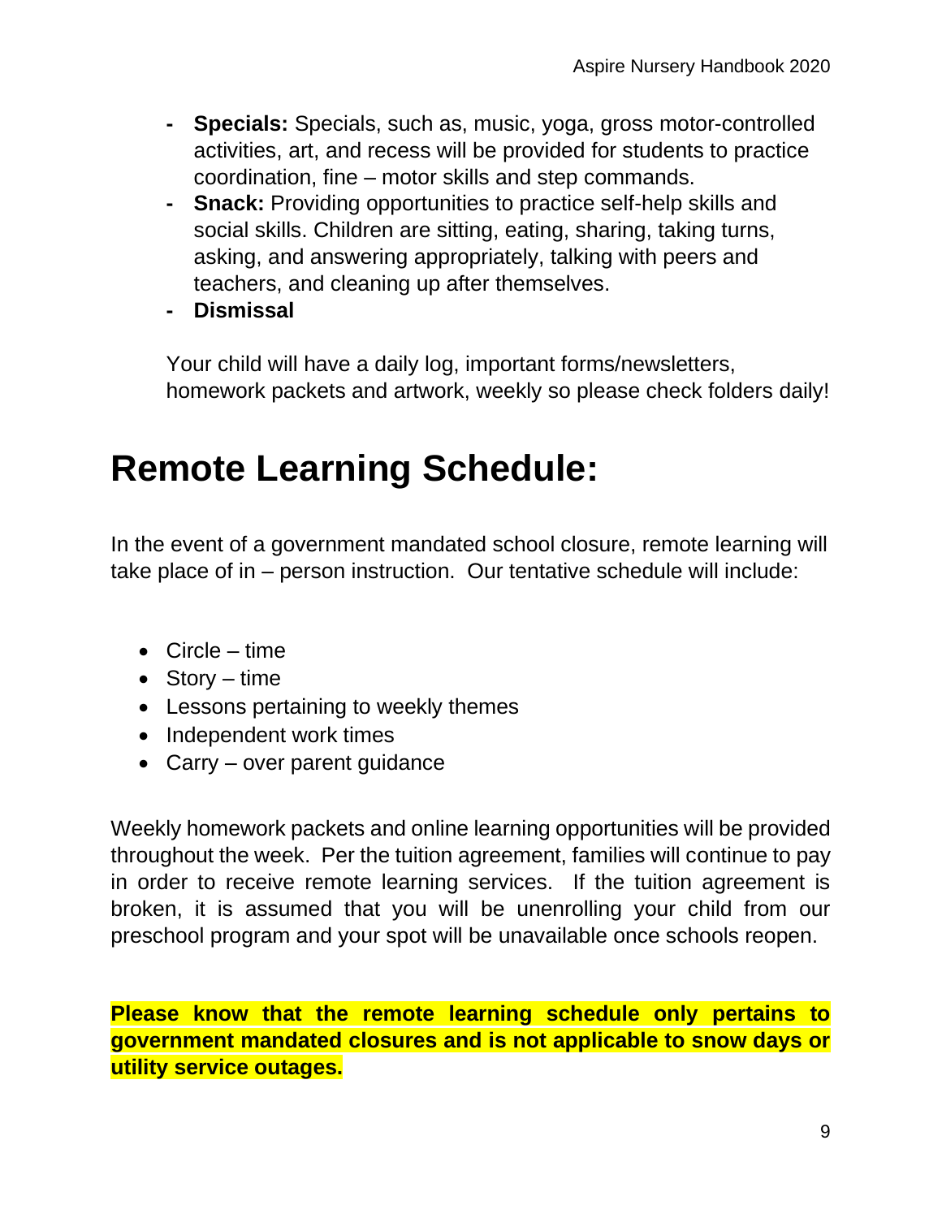- **Specials:** Specials, such as, music, yoga, gross motor-controlled activities, art, and recess will be provided for students to practice coordination, fine – motor skills and step commands.
- **Snack:** Providing opportunities to practice self-help skills and social skills. Children are sitting, eating, sharing, taking turns, asking, and answering appropriately, talking with peers and teachers, and cleaning up after themselves.
- **Dismissal**

Your child will have a daily log, important forms/newsletters, homework packets and artwork, weekly so please check folders daily!

# Remote Learning Schedule:

In the event of a government mandated school closure, remote learning will take place of in – person instruction. Our tentative schedule will include:

- Circle – time
- Story – time
- Lessons pertaining to weekly themes
- Independent work times
- Carry – over parent guidance

Weekly homework packets and online learning opportunities will be provided throughout the week. Per the tuition agreement, families will continue to pay in order to receive remote learning services. If the tuition agreement is broken, it is assumed that you will be unenrolling your child from our preschool program and your spot will be unavailable once schools reopen.

**Please know that the remote learning schedule only pertains to government mandated closures and is not applicable to snow days or utility service outages.**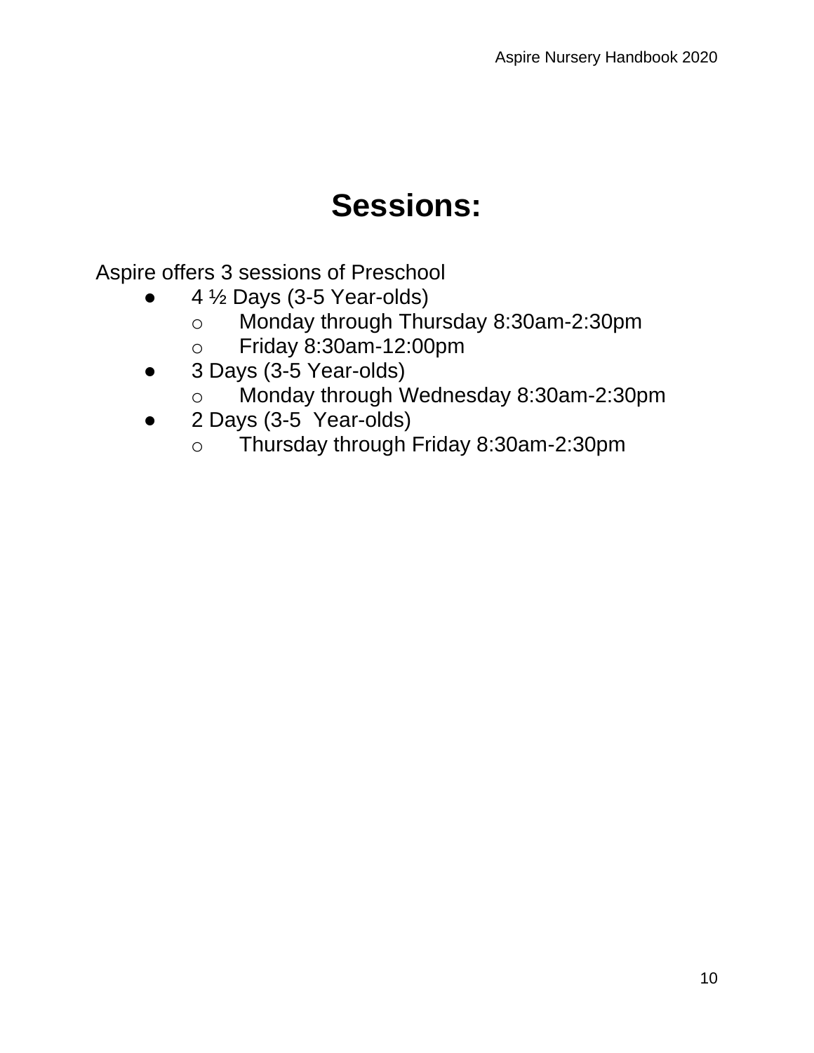# Sessions:

Aspire offers 3 sessions of Preschool

- 4 ½ Days (3-5 Year-olds)
  - Monday through Thursday 8:30am-2:30pm
  - Friday 8:30am-12:00pm
- 3 Days (3-5 Year-olds)
  - Monday through Wednesday 8:30am-2:30pm
- 2 Days (3-5 Year-olds)
  - Thursday through Friday 8:30am-2:30pm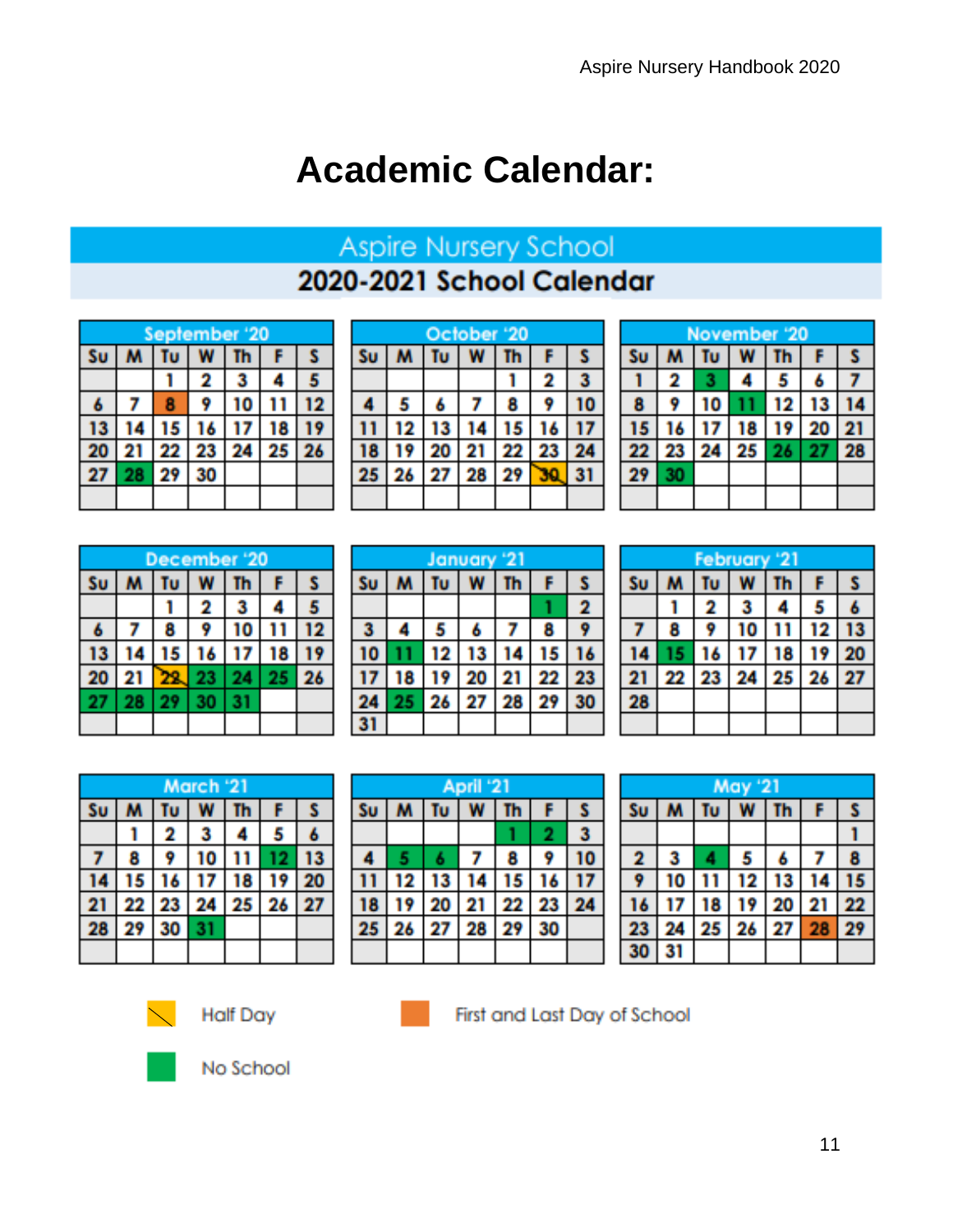# Academic Calendar:

## Aspire Nursery School

## 2020-2021 School Calendar

**September '20**

| Su | M | Tu | W | Th | F | S |
|---|---|---|---|---|---|---|
| | | 1 | 2 | 3 | 4 | 5 |
| 6 | 7 | 8 | 9 | 10 | 11 | 12 |
| 13 | 14 | 15 | 16 | 17 | 18 | 19 |
| 20 | 21 | 22 | 23 | 24 | 25 | 26 |
| 27 | 28 | 29 | 30 | | | |

**October '20**

| Su | M | Tu | W | Th | F | S |
|---|---|---|---|---|---|---|
| | | | | 1 | 2 | 3 |
| 4 | 5 | 6 | 7 | 8 | 9 | 10 |
| 11 | 12 | 13 | 14 | 15 | 16 | 17 |
| 18 | 19 | 20 | 21 | 22 | 23 | 24 |
| 25 | 26 | 27 | 28 | 29 | 30 | 31 |

**November '20**

| Su | M | Tu | W | Th | F | S |
|---|---|---|---|---|---|---|
| 1 | 2 | 3 | 4 | 5 | 6 | 7 |
| 8 | 9 | 10 | 11 | 12 | 13 | 14 |
| 15 | 16 | 17 | 18 | 19 | 20 | 21 |
| 22 | 23 | 24 | 25 | 26 | 27 | 28 |
| 29 | 30 | | | | | |

**December '20**

| Su | M | Tu | W | Th | F | S |
|---|---|---|---|---|---|---|
| | | 1 | 2 | 3 | 4 | 5 |
| 6 | 7 | 8 | 9 | 10 | 11 | 12 |
| 13 | 14 | 15 | 16 | 17 | 18 | 19 |
| 20 | 21 | 22 | 23 | 24 | 25 | 26 |
| 27 | 28 | 29 | 30 | 31 | | |

**January '21**

| Su | M | Tu | W | Th | F | S |
|---|---|---|---|---|---|---|
| | | | | | 1 | 2 |
| 3 | 4 | 5 | 6 | 7 | 8 | 9 |
| 10 | 11 | 12 | 13 | 14 | 15 | 16 |
| 17 | 18 | 19 | 20 | 21 | 22 | 23 |
| 24 | 25 | 26 | 27 | 28 | 29 | 30 |
| 31 | | | | | | |

**February '21**

| Su | M | Tu | W | Th | F | S |
|---|---|---|---|---|---|---|
| | 1 | 2 | 3 | 4 | 5 | 6 |
| 7 | 8 | 9 | 10 | 11 | 12 | 13 |
| 14 | 15 | 16 | 17 | 18 | 19 | 20 |
| 21 | 22 | 23 | 24 | 25 | 26 | 27 |
| 28 | | | | | | |

**March '21**

| Su | M | Tu | W | Th | F | S |
|---|---|---|---|---|---|---|
| | 1 | 2 | 3 | 4 | 5 | 6 |
| 7 | 8 | 9 | 10 | 11 | 12 | 13 |
| 14 | 15 | 16 | 17 | 18 | 19 | 20 |
| 21 | 22 | 23 | 24 | 25 | 26 | 27 |
| 28 | 29 | 30 | 31 | | | |

**April '21**

| Su | M | Tu | W | Th | F | S |
|---|---|---|---|---|---|---|
| | | | | 1 | 2 | 3 |
| 4 | 5 | 6 | 7 | 8 | 9 | 10 |
| 11 | 12 | 13 | 14 | 15 | 16 | 17 |
| 18 | 19 | 20 | 21 | 22 | 23 | 24 |
| 25 | 26 | 27 | 28 | 29 | 30 | |

**May '21**

| Su | M | Tu | W | Th | F | S |
|---|---|---|---|---|---|---|
| | | | | | | 1 |
| 2 | 3 | 4 | 5 | 6 | 7 | 8 |
| 9 | 10 | 11 | 12 | 13 | 14 | 15 |
| 16 | 17 | 18 | 19 | 20 | 21 | 22 |
| 23 | 24 | 25 | 26 | 27 | 28 | 29 |
| 30 | 31 | | | | | |

Half Day: October 30, December 22

First and Last Day of School: September 8, May 28

No School: September 28; November 3, 11, 26, 27, 30; December 23, 24, 25, 27, 28, 29, 30, 31; January 1, 11, 25; February 15; March 12, 31; April 1, 2, 5, 6; May 4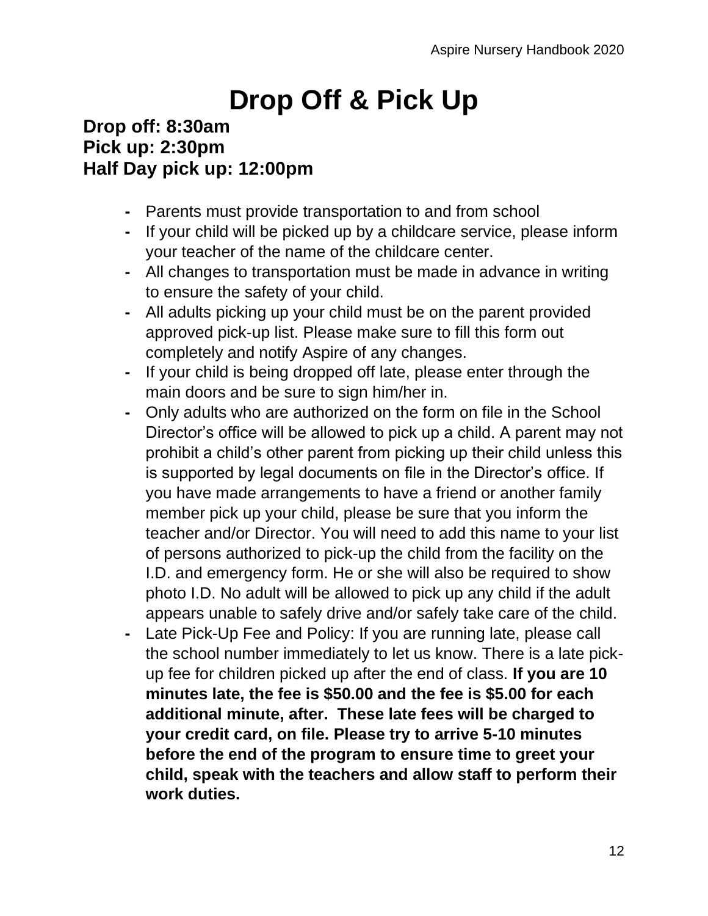# Drop Off & Pick Up

**Drop off: 8:30am**
**Pick up: 2:30pm**
**Half Day pick up: 12:00pm**

- Parents must provide transportation to and from school
- If your child will be picked up by a childcare service, please inform your teacher of the name of the childcare center.
- All changes to transportation must be made in advance in writing to ensure the safety of your child.
- All adults picking up your child must be on the parent provided approved pick-up list. Please make sure to fill this form out completely and notify Aspire of any changes.
- If your child is being dropped off late, please enter through the main doors and be sure to sign him/her in.
- Only adults who are authorized on the form on file in the School Director's office will be allowed to pick up a child. A parent may not prohibit a child's other parent from picking up their child unless this is supported by legal documents on file in the Director's office. If you have made arrangements to have a friend or another family member pick up your child, please be sure that you inform the teacher and/or Director. You will need to add this name to your list of persons authorized to pick-up the child from the facility on the I.D. and emergency form. He or she will also be required to show photo I.D. No adult will be allowed to pick up any child if the adult appears unable to safely drive and/or safely take care of the child.
- Late Pick-Up Fee and Policy: If you are running late, please call the school number immediately to let us know. There is a late pick-up fee for children picked up after the end of class. **If you are 10 minutes late, the fee is $50.00 and the fee is $5.00 for each additional minute, after. These late fees will be charged to your credit card, on file. Please try to arrive 5-10 minutes before the end of the program to ensure time to greet your child, speak with the teachers and allow staff to perform their work duties.**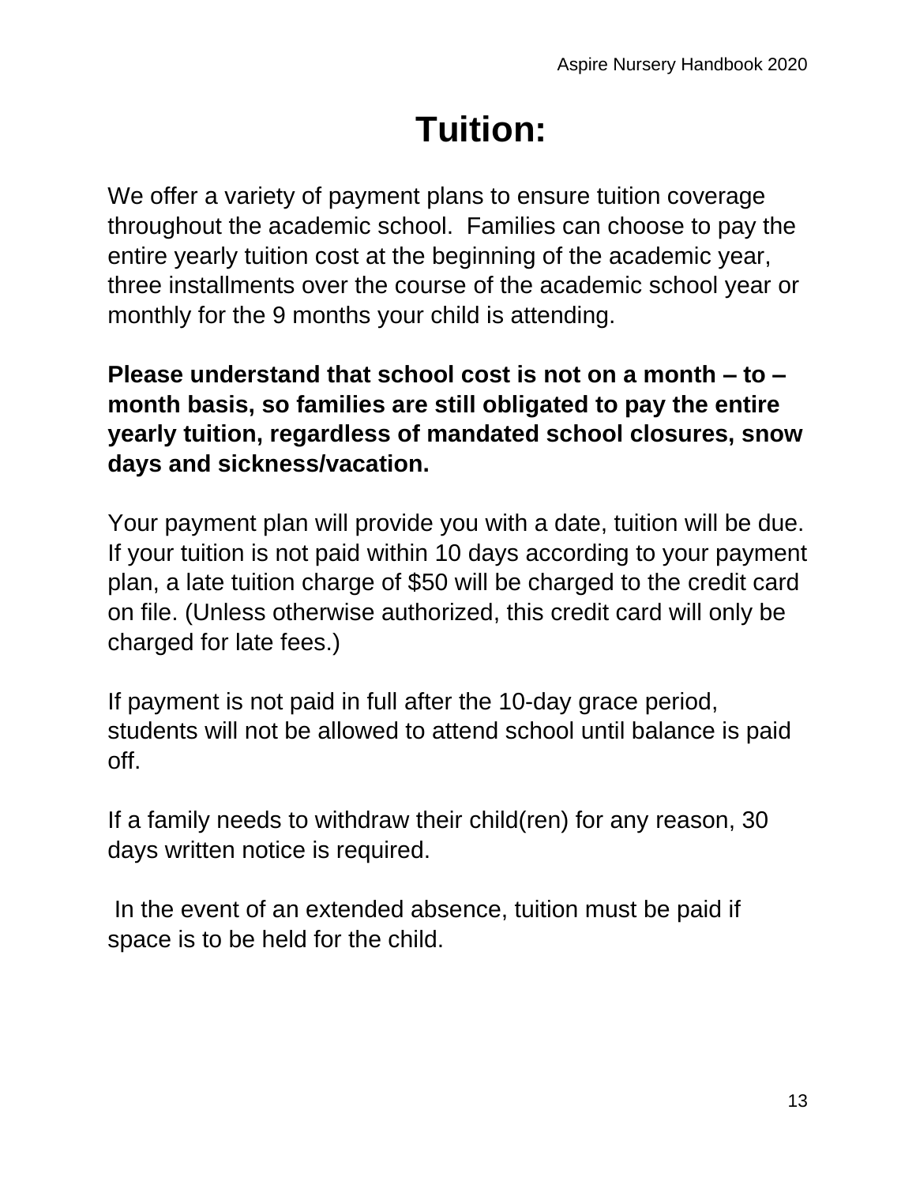# Tuition:

We offer a variety of payment plans to ensure tuition coverage throughout the academic school. Families can choose to pay the entire yearly tuition cost at the beginning of the academic year, three installments over the course of the academic school year or monthly for the 9 months your child is attending.

**Please understand that school cost is not on a month – to – month basis, so families are still obligated to pay the entire yearly tuition, regardless of mandated school closures, snow days and sickness/vacation.**

Your payment plan will provide you with a date, tuition will be due. If your tuition is not paid within 10 days according to your payment plan, a late tuition charge of $50 will be charged to the credit card on file. (Unless otherwise authorized, this credit card will only be charged for late fees.)

If payment is not paid in full after the 10-day grace period, students will not be allowed to attend school until balance is paid off.

If a family needs to withdraw their child(ren) for any reason, 30 days written notice is required.

In the event of an extended absence, tuition must be paid if space is to be held for the child.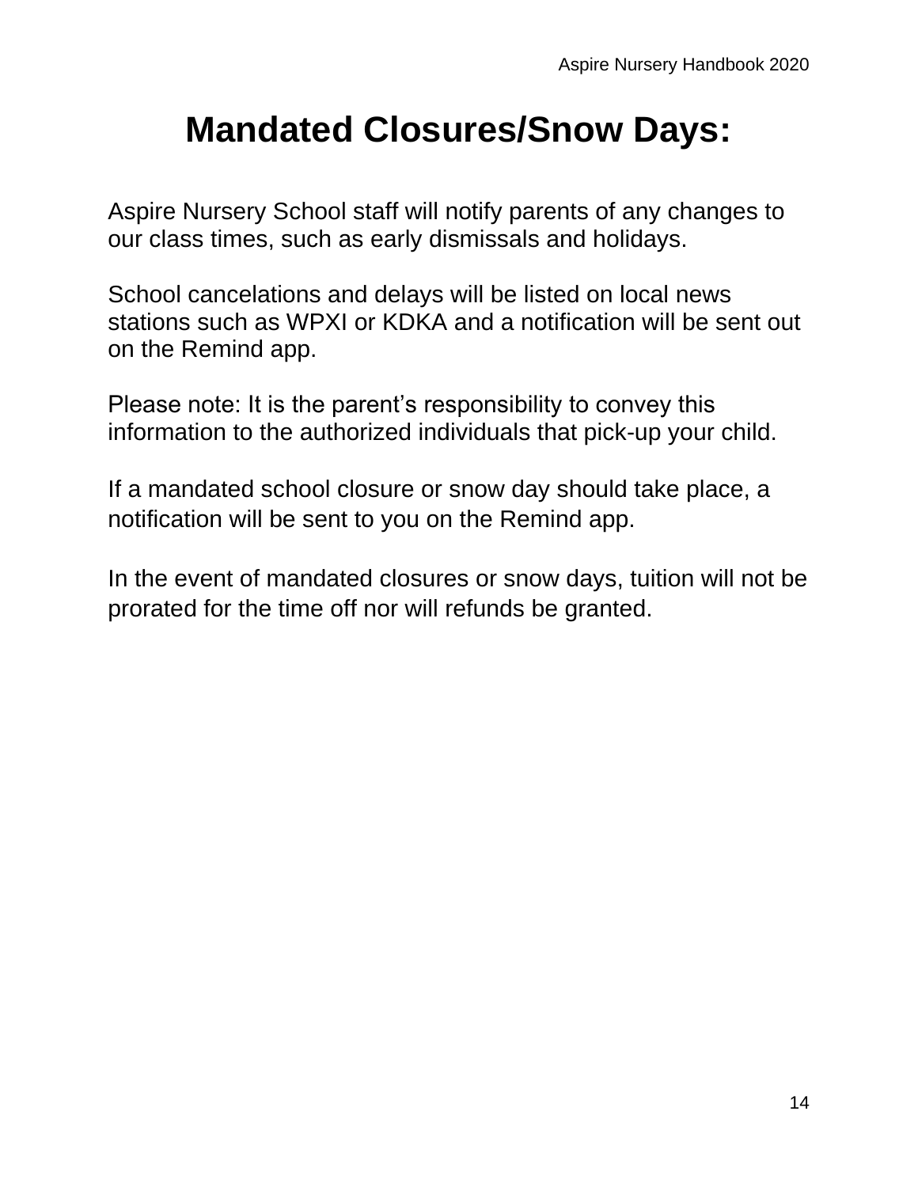# Mandated Closures/Snow Days:

Aspire Nursery School staff will notify parents of any changes to our class times, such as early dismissals and holidays.

School cancelations and delays will be listed on local news stations such as WPXI or KDKA and a notification will be sent out on the Remind app.

Please note: It is the parent's responsibility to convey this information to the authorized individuals that pick-up your child.

If a mandated school closure or snow day should take place, a notification will be sent to you on the Remind app.

In the event of mandated closures or snow days, tuition will not be prorated for the time off nor will refunds be granted.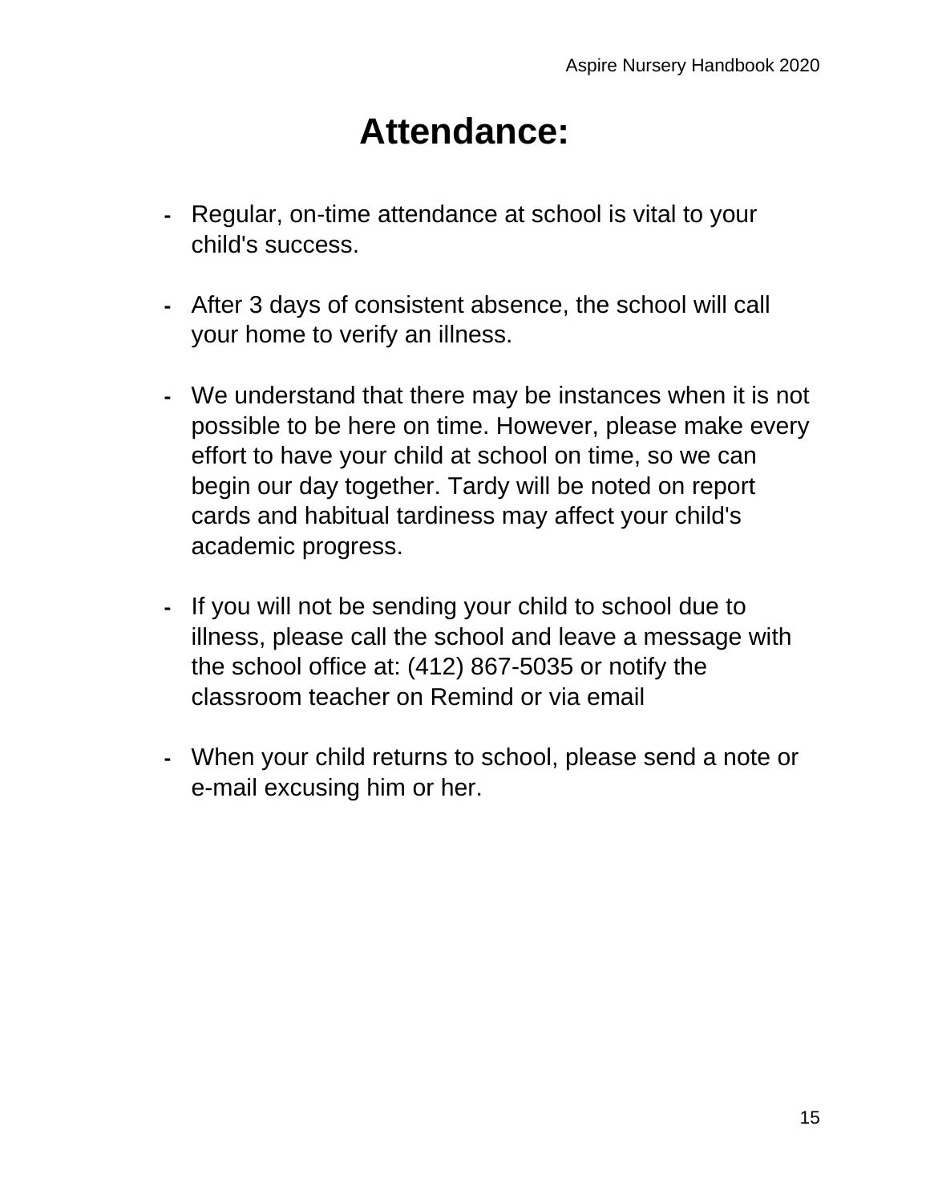# Attendance:

- Regular, on-time attendance at school is vital to your child's success.

- After 3 days of consistent absence, the school will call your home to verify an illness.

- We understand that there may be instances when it is not possible to be here on time. However, please make every effort to have your child at school on time, so we can begin our day together. Tardy will be noted on report cards and habitual tardiness may affect your child's academic progress.

- If you will not be sending your child to school due to illness, please call the school and leave a message with the school office at: (412) 867-5035 or notify the classroom teacher on Remind or via email

- When your child returns to school, please send a note or e-mail excusing him or her.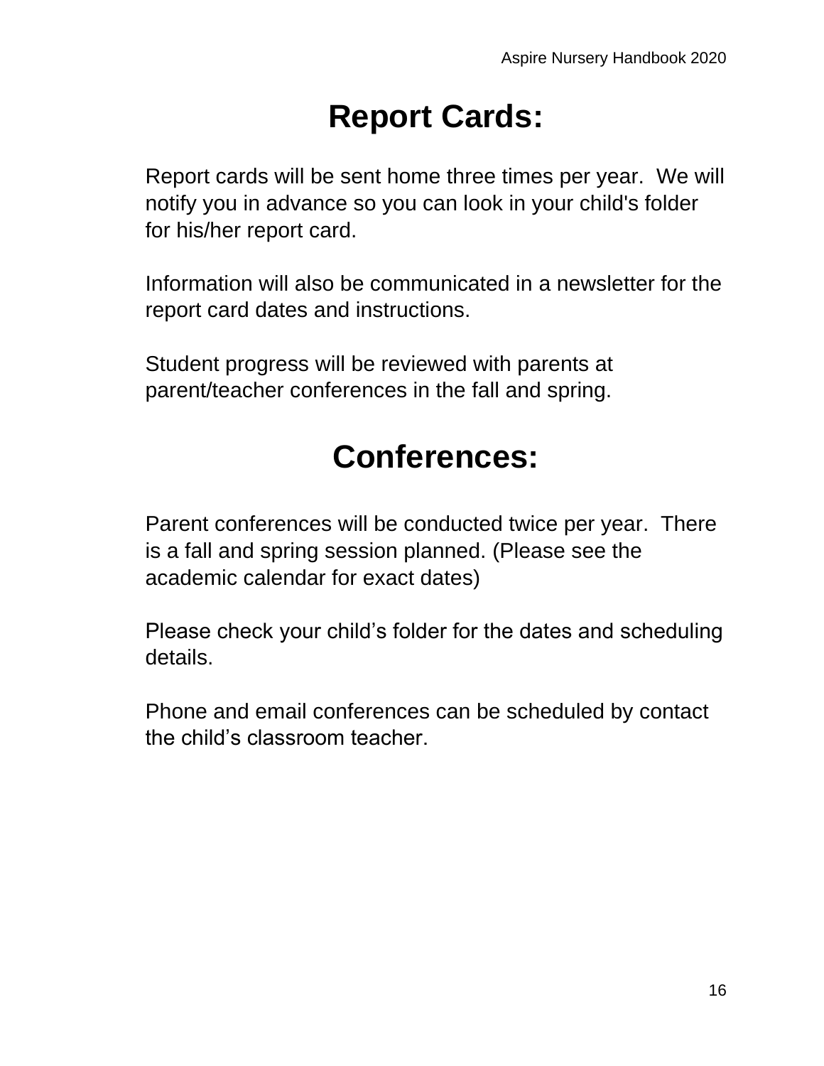# Report Cards:

Report cards will be sent home three times per year.  We will notify you in advance so you can look in your child's folder for his/her report card.

Information will also be communicated in a newsletter for the report card dates and instructions.

Student progress will be reviewed with parents at parent/teacher conferences in the fall and spring.

# Conferences:

Parent conferences will be conducted twice per year.  There is a fall and spring session planned. (Please see the academic calendar for exact dates)

Please check your child’s folder for the dates and scheduling details.

Phone and email conferences can be scheduled by contact the child’s classroom teacher.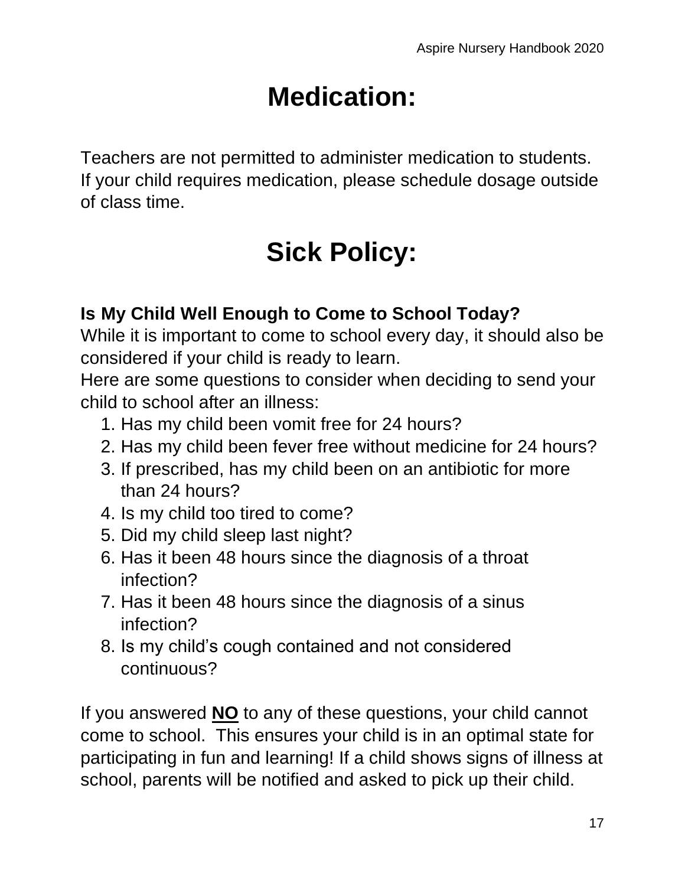# Medication:

Teachers are not permitted to administer medication to students. If your child requires medication, please schedule dosage outside of class time.

# Sick Policy:

**Is My Child Well Enough to Come to School Today?**

While it is important to come to school every day, it should also be considered if your child is ready to learn.

Here are some questions to consider when deciding to send your child to school after an illness:

1. Has my child been vomit free for 24 hours?
2. Has my child been fever free without medicine for 24 hours?
3. If prescribed, has my child been on an antibiotic for more than 24 hours?
4. Is my child too tired to come?
5. Did my child sleep last night?
6. Has it been 48 hours since the diagnosis of a throat infection?
7. Has it been 48 hours since the diagnosis of a sinus infection?
8. Is my child's cough contained and not considered continuous?

If you answered <u>**NO**</u> to any of these questions, your child cannot come to school. This ensures your child is in an optimal state for participating in fun and learning! If a child shows signs of illness at school, parents will be notified and asked to pick up their child.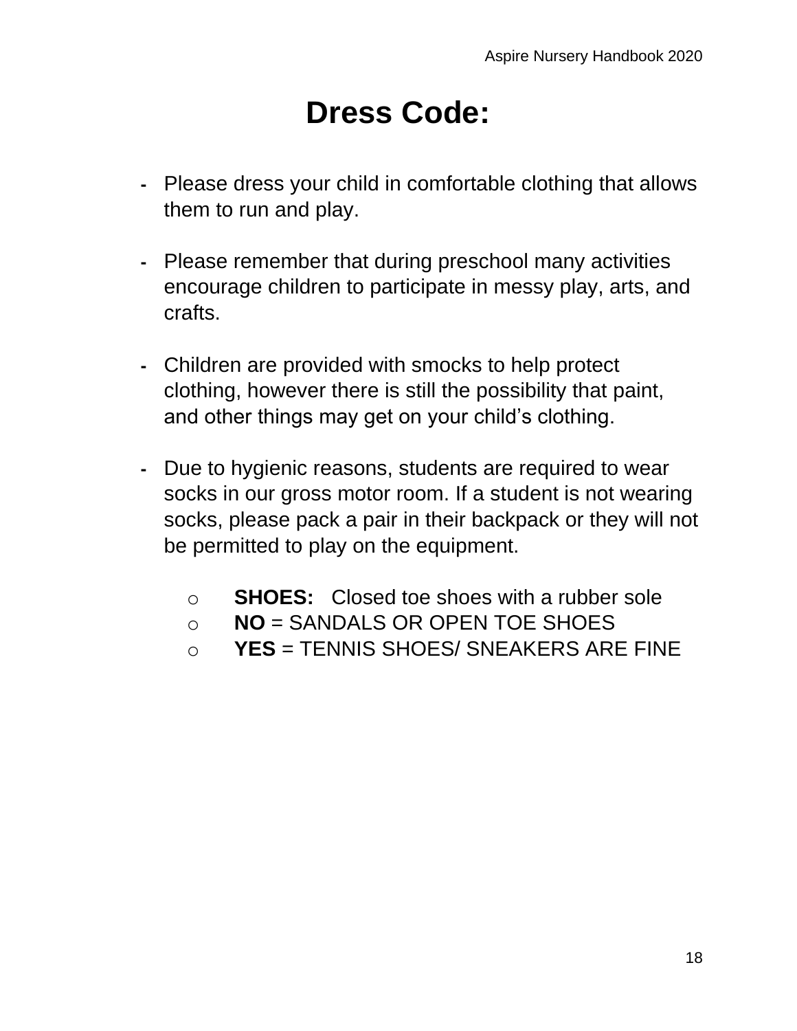# Dress Code:

- Please dress your child in comfortable clothing that allows them to run and play.

- Please remember that during preschool many activities encourage children to participate in messy play, arts, and crafts.

- Children are provided with smocks to help protect clothing, however there is still the possibility that paint, and other things may get on your child's clothing.

- Due to hygienic reasons, students are required to wear socks in our gross motor room. If a student is not wearing socks, please pack a pair in their backpack or they will not be permitted to play on the equipment.

  - **SHOES:** Closed toe shoes with a rubber sole
  - **NO** = SANDALS OR OPEN TOE SHOES
  - **YES** = TENNIS SHOES/ SNEAKERS ARE FINE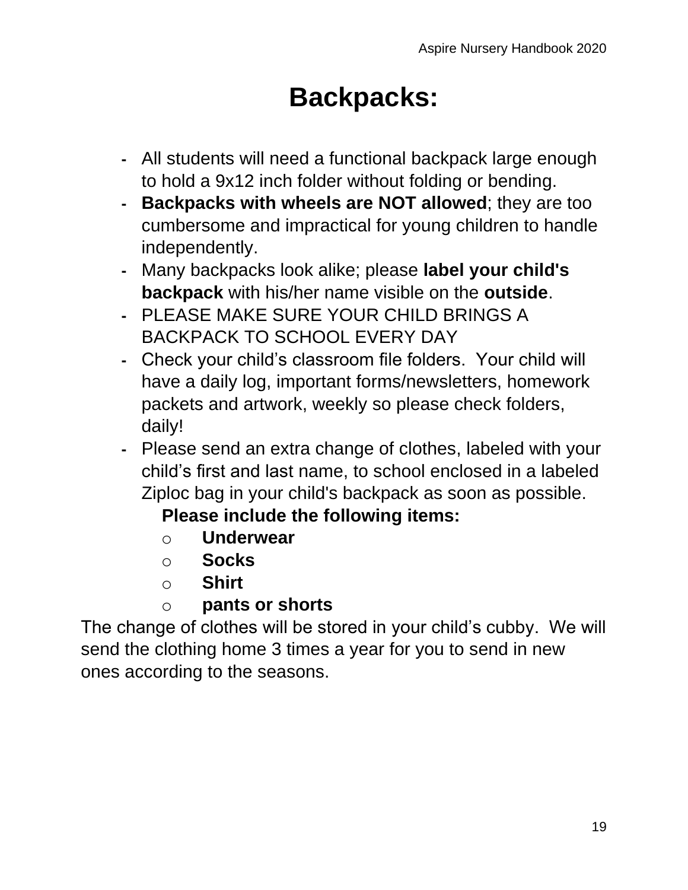# Backpacks:

- All students will need a functional backpack large enough to hold a 9x12 inch folder without folding or bending.
- **Backpacks with wheels are NOT allowed**; they are too cumbersome and impractical for young children to handle independently.
- Many backpacks look alike; please **label your child's backpack** with his/her name visible on the **outside**.
- PLEASE MAKE SURE YOUR CHILD BRINGS A BACKPACK TO SCHOOL EVERY DAY
- Check your child's classroom file folders. Your child will have a daily log, important forms/newsletters, homework packets and artwork, weekly so please check folders, daily!
- Please send an extra change of clothes, labeled with your child's first and last name, to school enclosed in a labeled Ziploc bag in your child's backpack as soon as possible.

  **Please include the following items:**
  - **Underwear**
  - **Socks**
  - **Shirt**
  - **pants or shorts**

The change of clothes will be stored in your child's cubby. We will send the clothing home 3 times a year for you to send in new ones according to the seasons.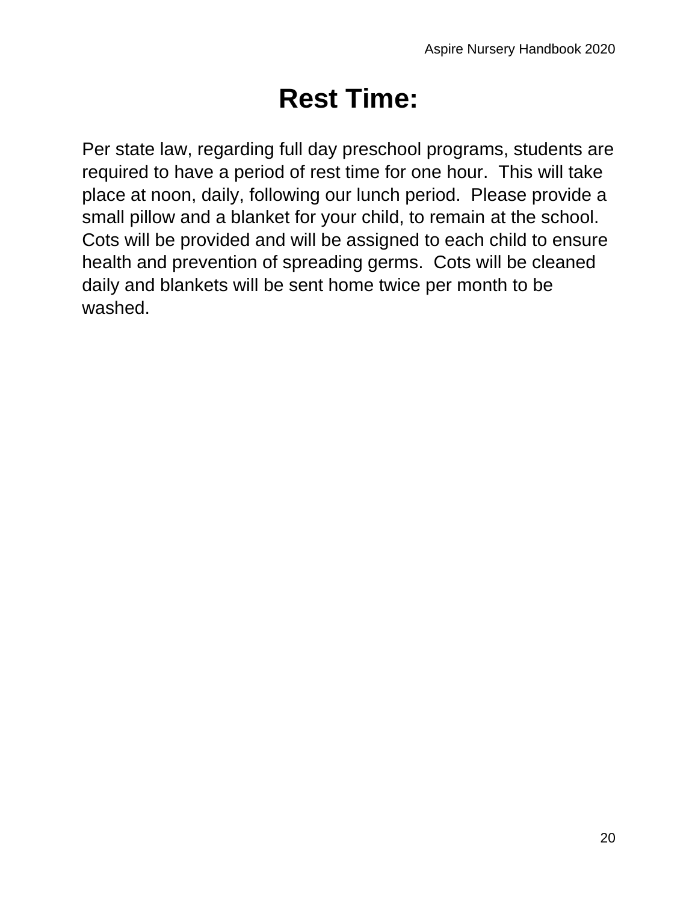# Rest Time:

Per state law, regarding full day preschool programs, students are required to have a period of rest time for one hour.  This will take place at noon, daily, following our lunch period.  Please provide a small pillow and a blanket for your child, to remain at the school. Cots will be provided and will be assigned to each child to ensure health and prevention of spreading germs.  Cots will be cleaned daily and blankets will be sent home twice per month to be washed.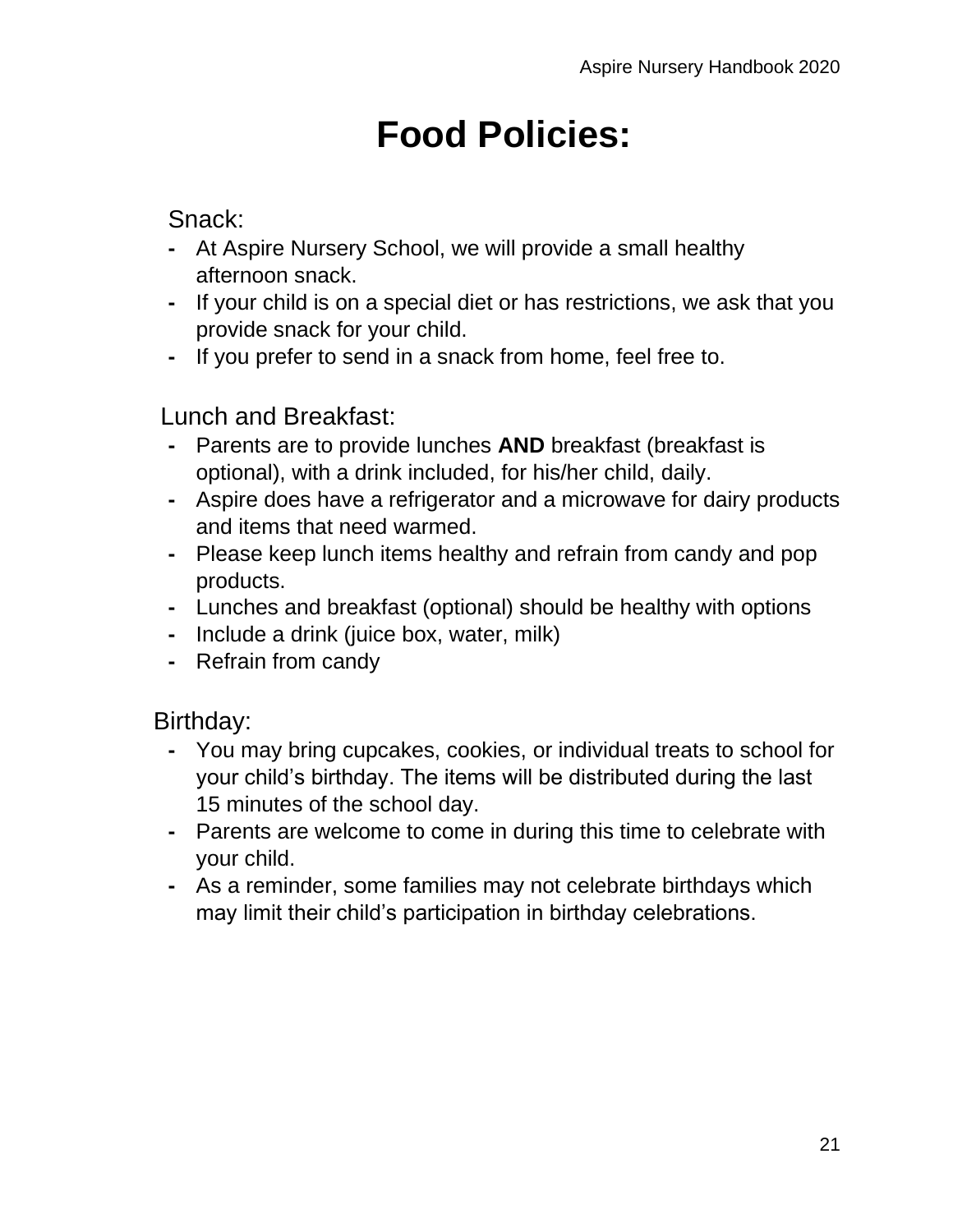# Food Policies:

## Snack:

- At Aspire Nursery School, we will provide a small healthy afternoon snack.
- If your child is on a special diet or has restrictions, we ask that you provide snack for your child.
- If you prefer to send in a snack from home, feel free to.

## Lunch and Breakfast:

- Parents are to provide lunches **AND** breakfast (breakfast is optional), with a drink included, for his/her child, daily.
- Aspire does have a refrigerator and a microwave for dairy products and items that need warmed.
- Please keep lunch items healthy and refrain from candy and pop products.
- Lunches and breakfast (optional) should be healthy with options
- Include a drink (juice box, water, milk)
- Refrain from candy

## Birthday:

- You may bring cupcakes, cookies, or individual treats to school for your child's birthday. The items will be distributed during the last 15 minutes of the school day.
- Parents are welcome to come in during this time to celebrate with your child.
- As a reminder, some families may not celebrate birthdays which may limit their child's participation in birthday celebrations.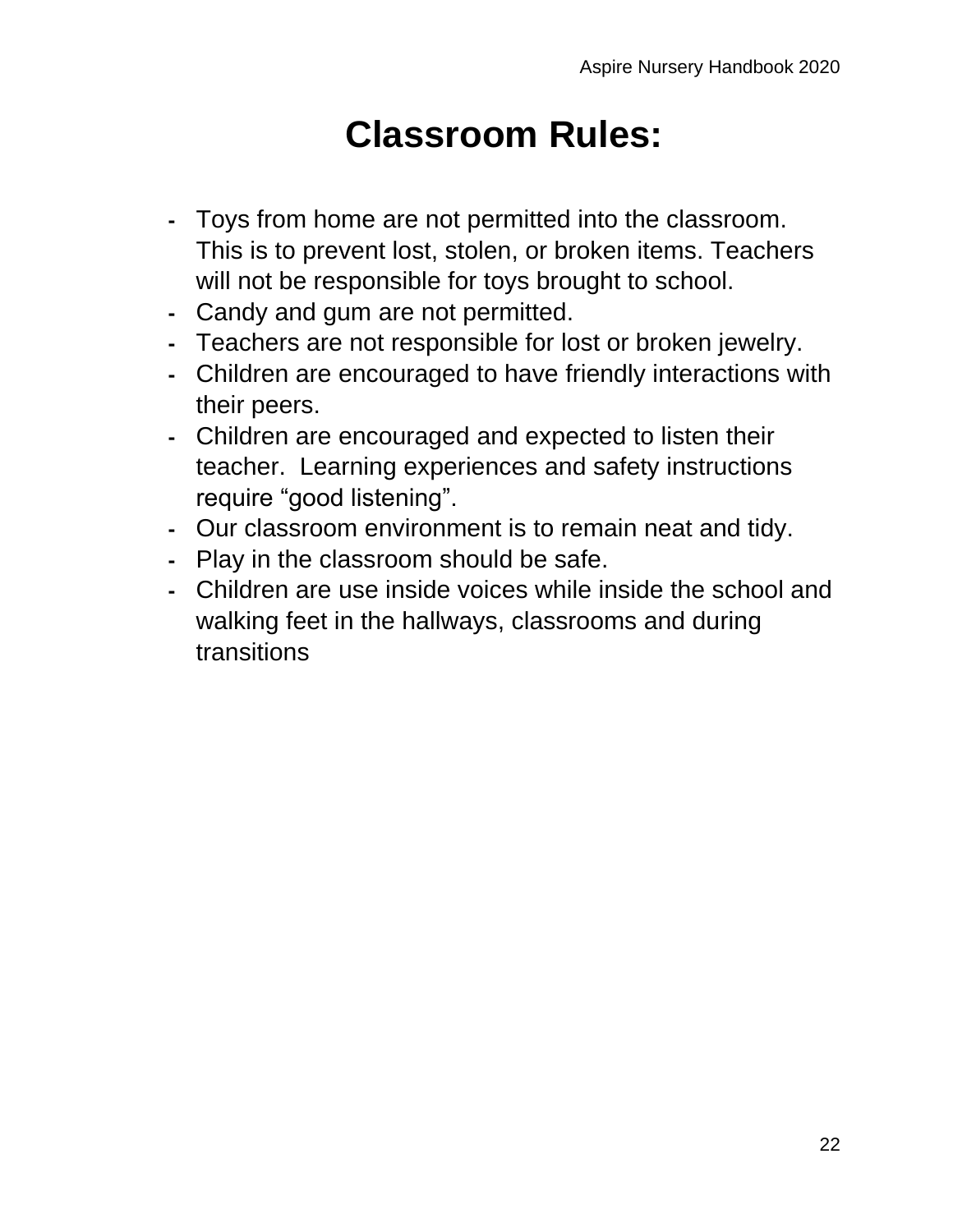# Classroom Rules:

- Toys from home are not permitted into the classroom. This is to prevent lost, stolen, or broken items. Teachers will not be responsible for toys brought to school.
- Candy and gum are not permitted.
- Teachers are not responsible for lost or broken jewelry.
- Children are encouraged to have friendly interactions with their peers.
- Children are encouraged and expected to listen their teacher. Learning experiences and safety instructions require “good listening”.
- Our classroom environment is to remain neat and tidy.
- Play in the classroom should be safe.
- Children are use inside voices while inside the school and walking feet in the hallways, classrooms and during transitions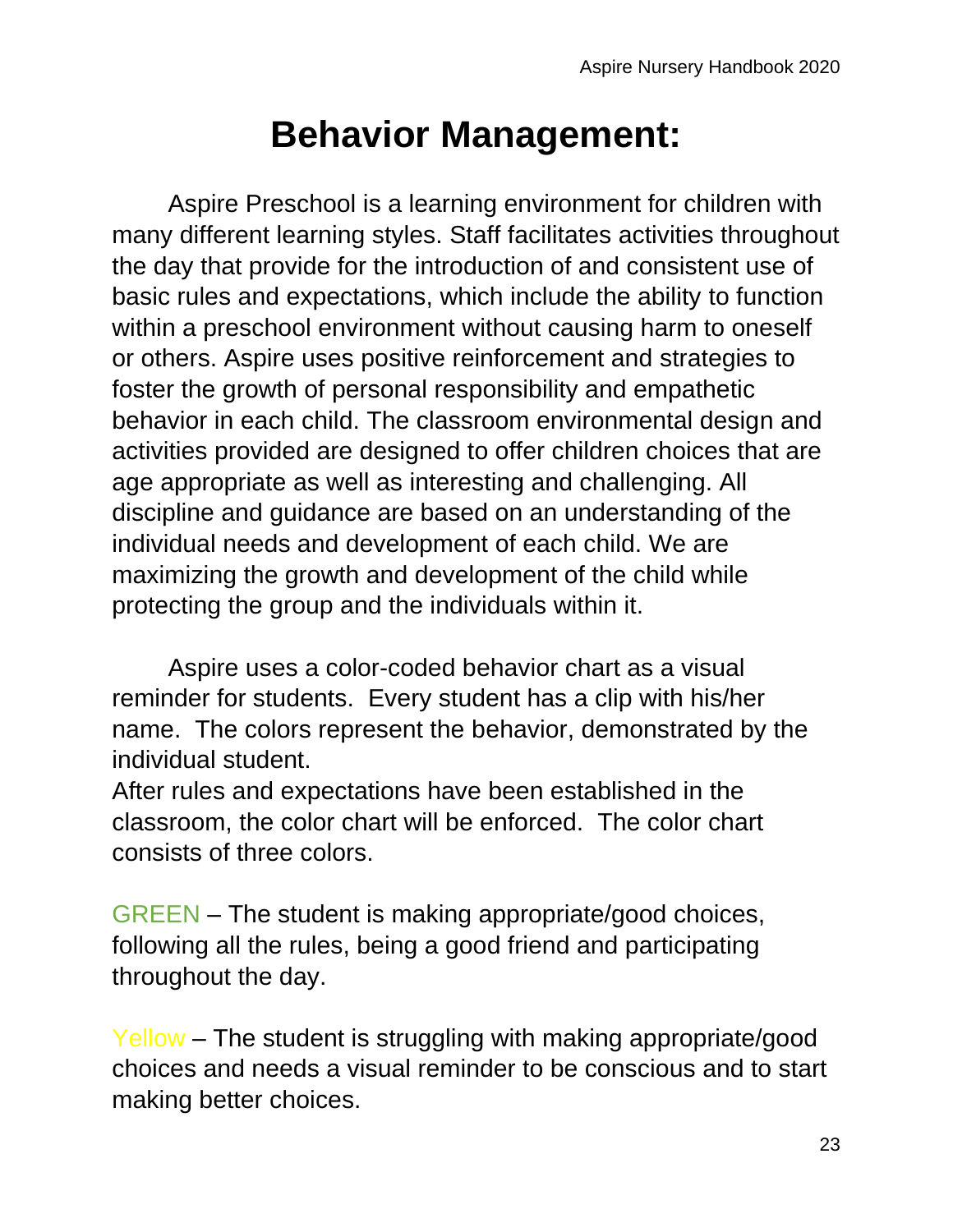# Behavior Management:

Aspire Preschool is a learning environment for children with many different learning styles. Staff facilitates activities throughout the day that provide for the introduction of and consistent use of basic rules and expectations, which include the ability to function within a preschool environment without causing harm to oneself or others. Aspire uses positive reinforcement and strategies to foster the growth of personal responsibility and empathetic behavior in each child. The classroom environmental design and activities provided are designed to offer children choices that are age appropriate as well as interesting and challenging. All discipline and guidance are based on an understanding of the individual needs and development of each child. We are maximizing the growth and development of the child while protecting the group and the individuals within it.

Aspire uses a color-coded behavior chart as a visual reminder for students. Every student has a clip with his/her name. The colors represent the behavior, demonstrated by the individual student.
After rules and expectations have been established in the classroom, the color chart will be enforced. The color chart consists of three colors.

GREEN – The student is making appropriate/good choices, following all the rules, being a good friend and participating throughout the day.

Yellow – The student is struggling with making appropriate/good choices and needs a visual reminder to be conscious and to start making better choices.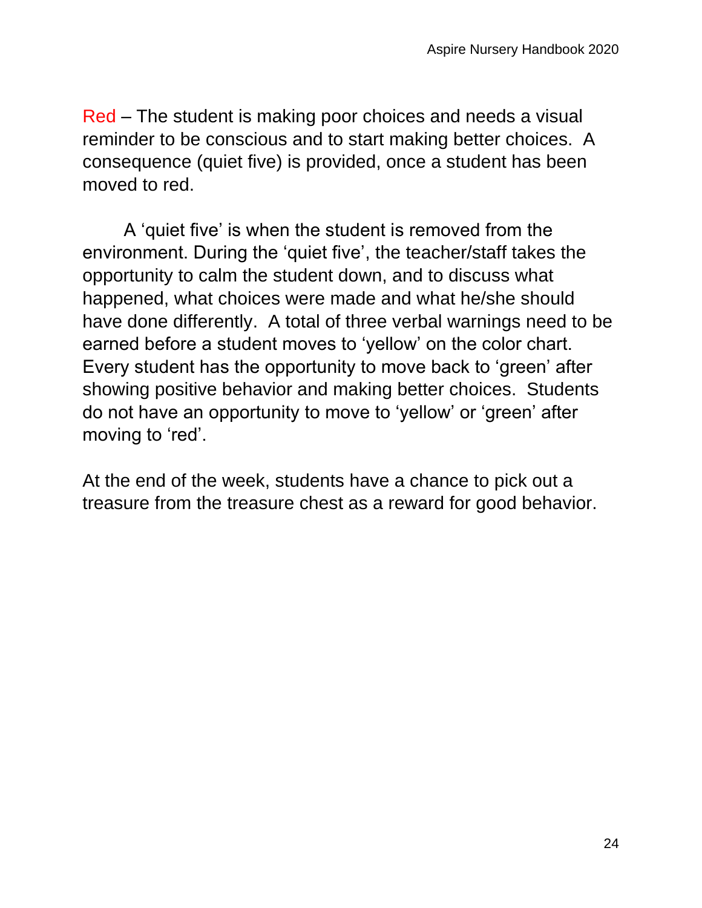Red – The student is making poor choices and needs a visual reminder to be conscious and to start making better choices. A consequence (quiet five) is provided, once a student has been moved to red.

A 'quiet five' is when the student is removed from the environment. During the 'quiet five', the teacher/staff takes the opportunity to calm the student down, and to discuss what happened, what choices were made and what he/she should have done differently. A total of three verbal warnings need to be earned before a student moves to 'yellow' on the color chart. Every student has the opportunity to move back to 'green' after showing positive behavior and making better choices. Students do not have an opportunity to move to 'yellow' or 'green' after moving to 'red'.

At the end of the week, students have a chance to pick out a treasure from the treasure chest as a reward for good behavior.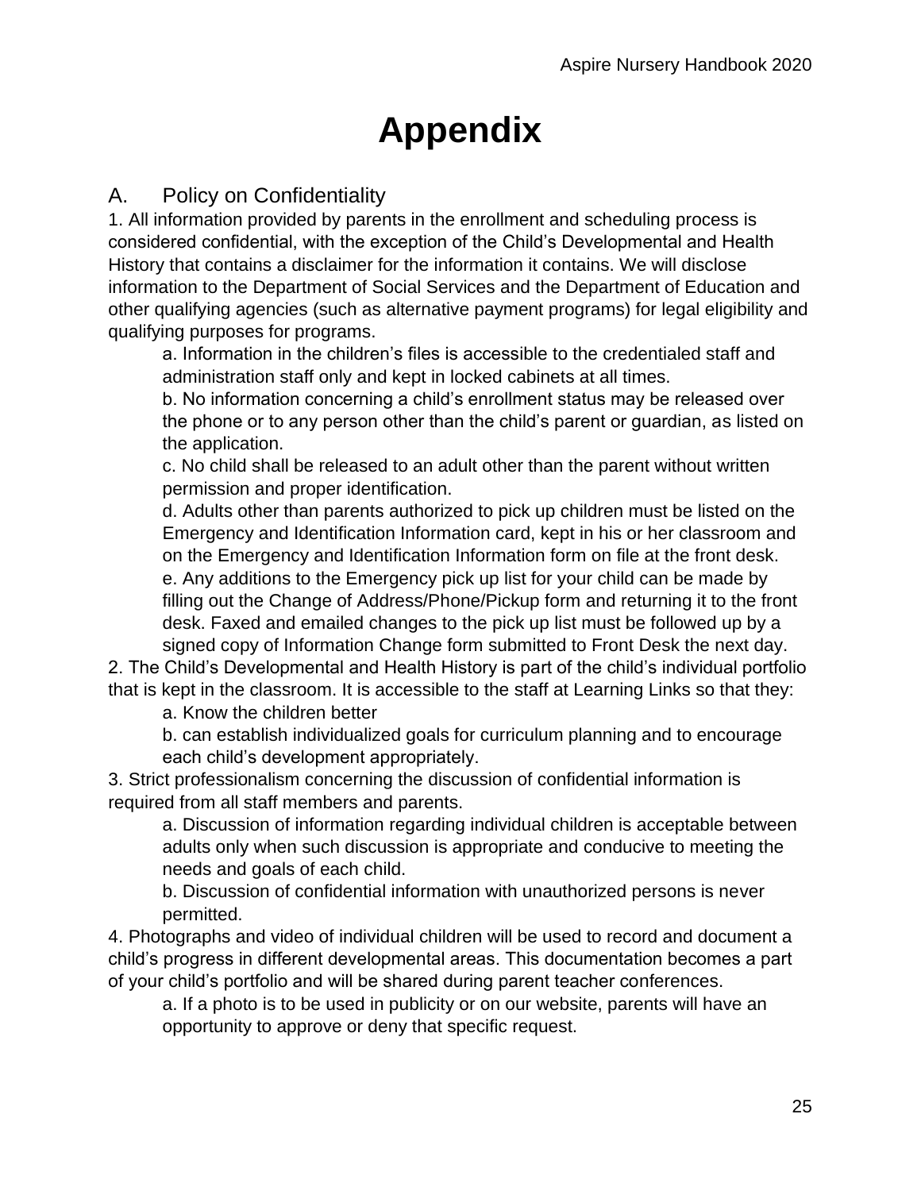# Appendix

## A. Policy on Confidentiality

1. All information provided by parents in the enrollment and scheduling process is considered confidential, with the exception of the Child's Developmental and Health History that contains a disclaimer for the information it contains. We will disclose information to the Department of Social Services and the Department of Education and other qualifying agencies (such as alternative payment programs) for legal eligibility and qualifying purposes for programs.
   - a. Information in the children's files is accessible to the credentialed staff and administration staff only and kept in locked cabinets at all times.
   - b. No information concerning a child's enrollment status may be released over the phone or to any person other than the child's parent or guardian, as listed on the application.
   - c. No child shall be released to an adult other than the parent without written permission and proper identification.
   - d. Adults other than parents authorized to pick up children must be listed on the Emergency and Identification Information card, kept in his or her classroom and on the Emergency and Identification Information form on file at the front desk.
   - e. Any additions to the Emergency pick up list for your child can be made by filling out the Change of Address/Phone/Pickup form and returning it to the front desk. Faxed and emailed changes to the pick up list must be followed up by a signed copy of Information Change form submitted to Front Desk the next day.
2. The Child's Developmental and Health History is part of the child's individual portfolio that is kept in the classroom. It is accessible to the staff at Learning Links so that they:
   - a. Know the children better
   - b. can establish individualized goals for curriculum planning and to encourage each child's development appropriately.
3. Strict professionalism concerning the discussion of confidential information is required from all staff members and parents.
   - a. Discussion of information regarding individual children is acceptable between adults only when such discussion is appropriate and conducive to meeting the needs and goals of each child.
   - b. Discussion of confidential information with unauthorized persons is never permitted.
4. Photographs and video of individual children will be used to record and document a child's progress in different developmental areas. This documentation becomes a part of your child's portfolio and will be shared during parent teacher conferences.
   - a. If a photo is to be used in publicity or on our website, parents will have an opportunity to approve or deny that specific request.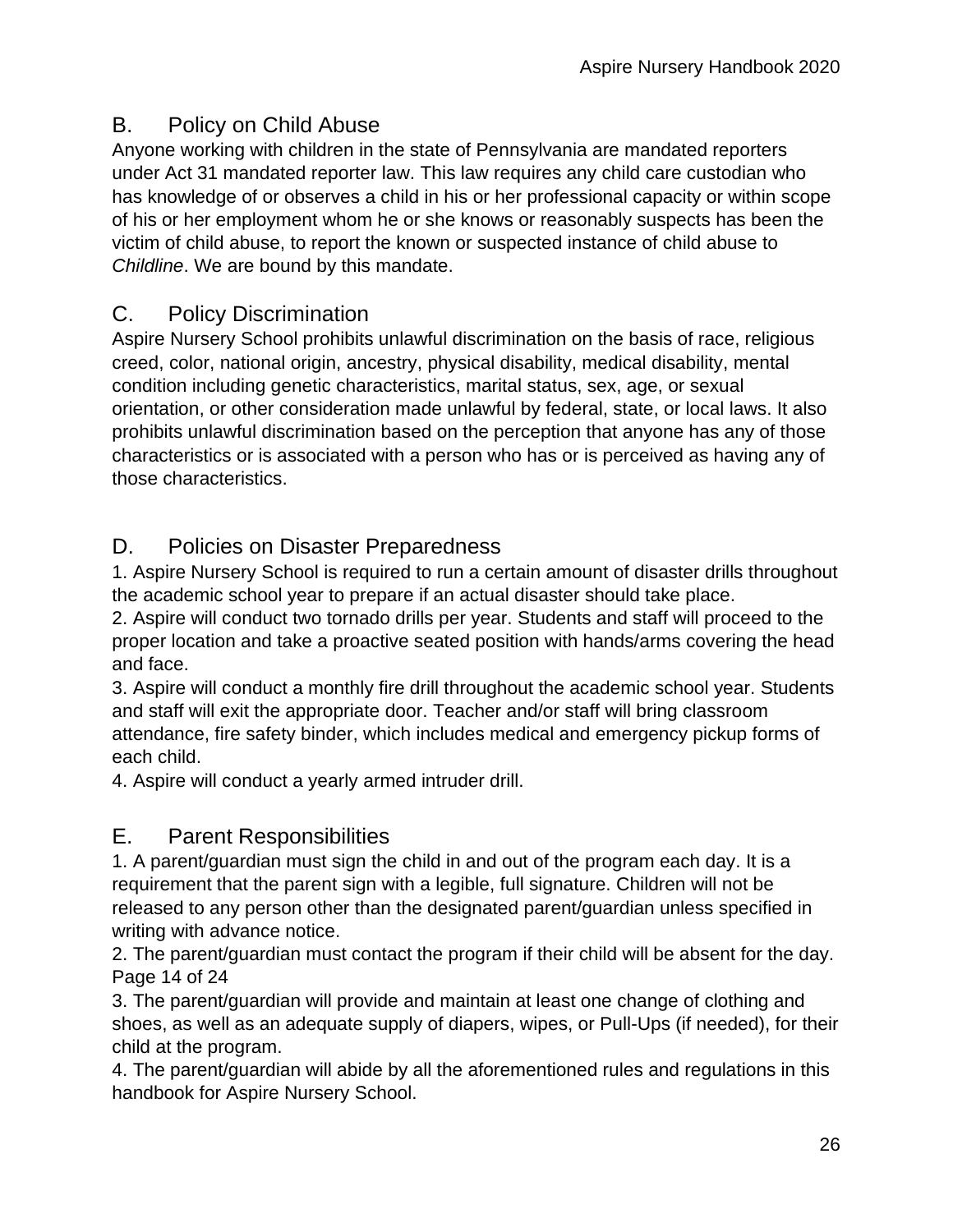## B. Policy on Child Abuse

Anyone working with children in the state of Pennsylvania are mandated reporters under Act 31 mandated reporter law. This law requires any child care custodian who has knowledge of or observes a child in his or her professional capacity or within scope of his or her employment whom he or she knows or reasonably suspects has been the victim of child abuse, to report the known or suspected instance of child abuse to *Childline*. We are bound by this mandate.

## C. Policy Discrimination

Aspire Nursery School prohibits unlawful discrimination on the basis of race, religious creed, color, national origin, ancestry, physical disability, medical disability, mental condition including genetic characteristics, marital status, sex, age, or sexual orientation, or other consideration made unlawful by federal, state, or local laws. It also prohibits unlawful discrimination based on the perception that anyone has any of those characteristics or is associated with a person who has or is perceived as having any of those characteristics.

## D. Policies on Disaster Preparedness

1. Aspire Nursery School is required to run a certain amount of disaster drills throughout the academic school year to prepare if an actual disaster should take place.
2. Aspire will conduct two tornado drills per year. Students and staff will proceed to the proper location and take a proactive seated position with hands/arms covering the head and face.
3. Aspire will conduct a monthly fire drill throughout the academic school year. Students and staff will exit the appropriate door. Teacher and/or staff will bring classroom attendance, fire safety binder, which includes medical and emergency pickup forms of each child.
4. Aspire will conduct a yearly armed intruder drill.

## E. Parent Responsibilities

1. A parent/guardian must sign the child in and out of the program each day. It is a requirement that the parent sign with a legible, full signature. Children will not be released to any person other than the designated parent/guardian unless specified in writing with advance notice.
2. The parent/guardian must contact the program if their child will be absent for the day.
3. The parent/guardian will provide and maintain at least one change of clothing and shoes, as well as an adequate supply of diapers, wipes, or Pull-Ups (if needed), for their child at the program.
4. The parent/guardian will abide by all the aforementioned rules and regulations in this handbook for Aspire Nursery School.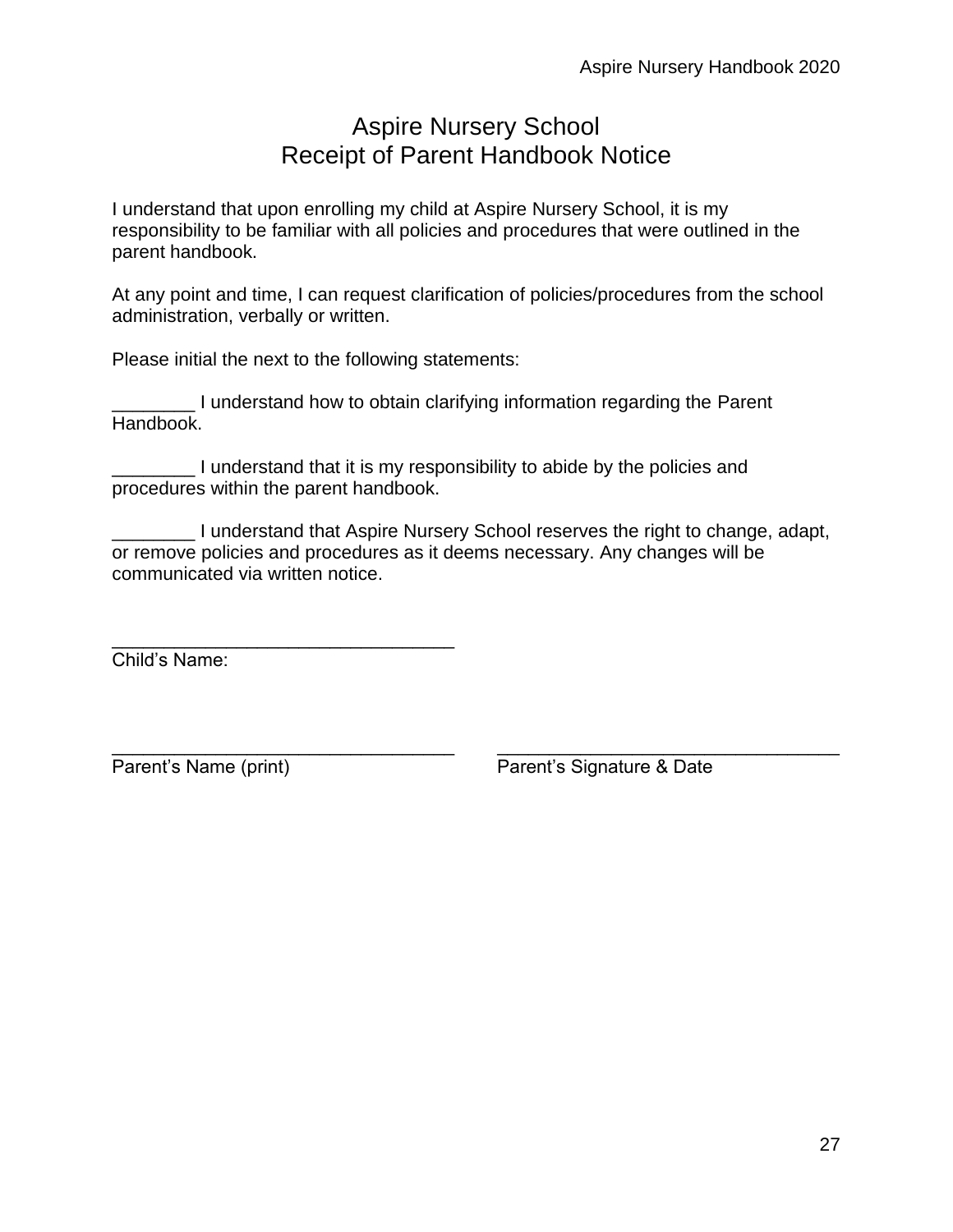# Aspire Nursery School
## Receipt of Parent Handbook Notice

I understand that upon enrolling my child at Aspire Nursery School, it is my responsibility to be familiar with all policies and procedures that were outlined in the parent handbook.

At any point and time, I can request clarification of policies/procedures from the school administration, verbally or written.

Please initial the next to the following statements:

________ I understand how to obtain clarifying information regarding the Parent Handbook.

________ I understand that it is my responsibility to abide by the policies and procedures within the parent handbook.

________ I understand that Aspire Nursery School reserves the right to change, adapt, or remove policies and procedures as it deems necessary. Any changes will be communicated via written notice.

_________________________________
Child's Name:

_________________________________ _________________________________
Parent's Name (print) Parent's Signature & Date